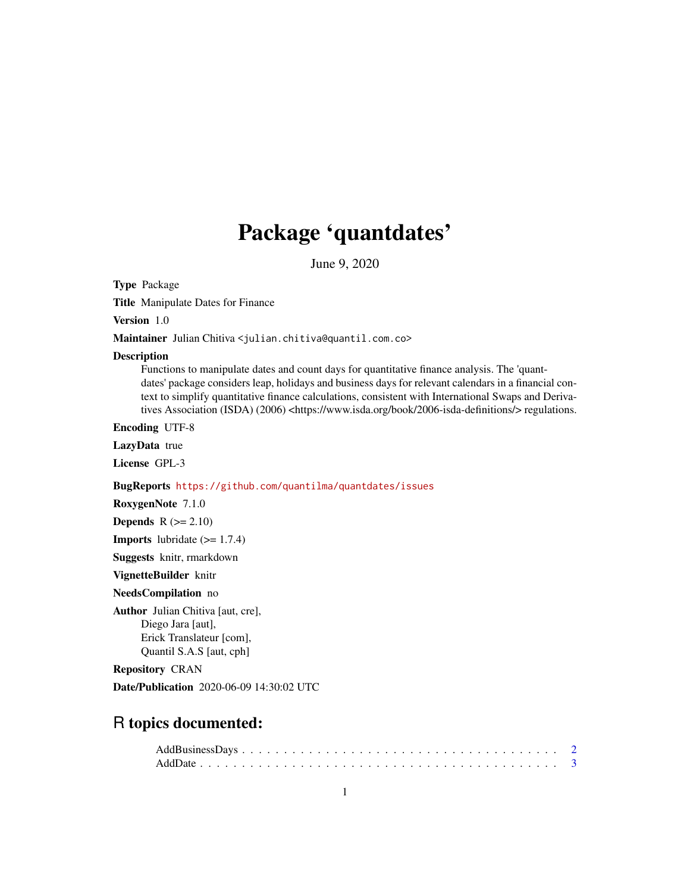# Package 'quantdates'

June 9, 2020

**Type** Package

**Title** Manipulate Dates for Finance

**Version** 1.0

**Maintainer** Julian Chitiva <julian.chitiva@quantil.com.co>

**Description**
Functions to manipulate dates and count days for quantitative finance analysis. The 'quantdates' package considers leap, holidays and business days for relevant calendars in a financial context to simplify quantitative finance calculations, consistent with International Swaps and Derivatives Association (ISDA) (2006) <https://www.isda.org/book/2006-isda-definitions/> regulations.

**Encoding** UTF-8

**LazyData** true

**License** GPL-3

**BugReports** https://github.com/quantilma/quantdates/issues

**RoxygenNote** 7.1.0

**Depends** R (>= 2.10)

**Imports** lubridate (>= 1.7.4)

**Suggests** knitr, rmarkdown

**VignetteBuilder** knitr

**NeedsCompilation** no

**Author** Julian Chitiva [aut, cre],
Diego Jara [aut],
Erick Translateur [com],
Quantil S.A.S [aut, cph]

**Repository** CRAN

**Date/Publication** 2020-06-09 14:30:02 UTC

## R topics documented:

AddBusinessDays . . . . . . . . . . . . . . . . . . . . . . . . . . . . . . . . . . . . . 2
AddDate . . . . . . . . . . . . . . . . . . . . . . . . . . . . . . . . . . . . . . . . . . 3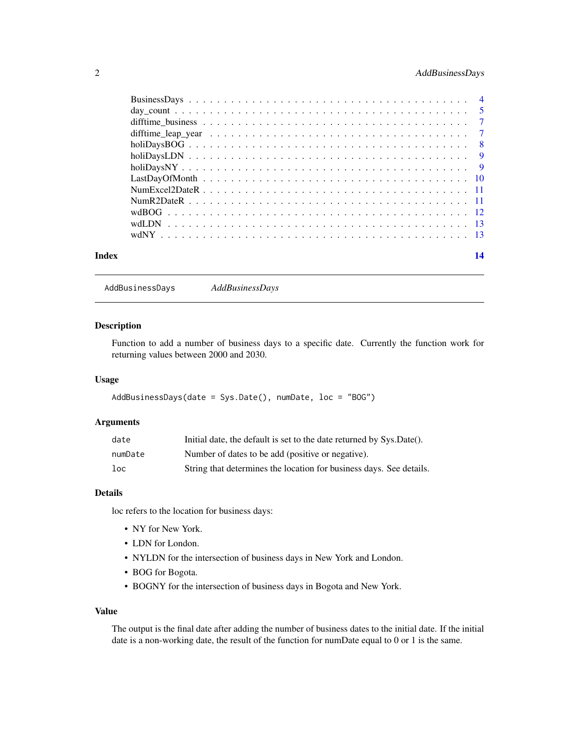BusinessDays . . . . . . . . . . . . . . . . . . . . . . . . . . . . . . . . . . . . 4
day_count . . . . . . . . . . . . . . . . . . . . . . . . . . . . . . . . . . . . . . 5
difftime_business . . . . . . . . . . . . . . . . . . . . . . . . . . . . . . . . . . 7
difftime_leap_year . . . . . . . . . . . . . . . . . . . . . . . . . . . . . . . . . 7
holiDaysBOG . . . . . . . . . . . . . . . . . . . . . . . . . . . . . . . . . . . . 8
holiDaysLDN . . . . . . . . . . . . . . . . . . . . . . . . . . . . . . . . . . . . 9
holiDaysNY . . . . . . . . . . . . . . . . . . . . . . . . . . . . . . . . . . . . . 9
LastDayOfMonth . . . . . . . . . . . . . . . . . . . . . . . . . . . . . . . . . . 10
NumExcel2DateR . . . . . . . . . . . . . . . . . . . . . . . . . . . . . . . . . . 11
NumR2DateR . . . . . . . . . . . . . . . . . . . . . . . . . . . . . . . . . . . . 11
wdBOG . . . . . . . . . . . . . . . . . . . . . . . . . . . . . . . . . . . . . . . 12
wdLDN . . . . . . . . . . . . . . . . . . . . . . . . . . . . . . . . . . . . . . . 13
wdNY . . . . . . . . . . . . . . . . . . . . . . . . . . . . . . . . . . . . . . . . 13

**Index** **14**

---

`AddBusinessDays` *AddBusinessDays*

---

### Description

Function to add a number of business days to a specific date. Currently the function work for returning values between 2000 and 2030.

### Usage

```
AddBusinessDays(date = Sys.Date(), numDate, loc = "BOG")
```

### Arguments

| | |
|---|---|
| `date` | Initial date, the default is set to the date returned by Sys.Date(). |
| `numDate` | Number of dates to be add (positive or negative). |
| `loc` | String that determines the location for business days. See details. |

### Details

loc refers to the location for business days:

- NY for New York.
- LDN for London.
- NYLDN for the intersection of business days in New York and London.
- BOG for Bogota.
- BOGNY for the intersection of business days in Bogota and New York.

### Value

The output is the final date after adding the number of business dates to the initial date. If the initial date is a non-working date, the result of the function for numDate equal to 0 or 1 is the same.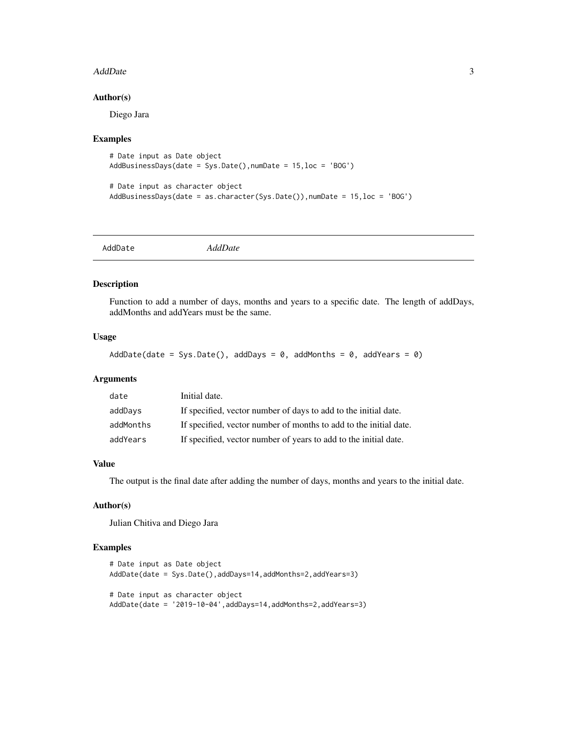### Author(s)

Diego Jara

### Examples

```
# Date input as Date object
AddBusinessDays(date = Sys.Date(),numDate = 15,loc = 'BOG')

# Date input as character object
AddBusinessDays(date = as.character(Sys.Date()),numDate = 15,loc = 'BOG')
```

---

## AddDate *AddDate*

---

### Description

Function to add a number of days, months and years to a specific date. The length of addDays, addMonths and addYears must be the same.

### Usage

```
AddDate(date = Sys.Date(), addDays = 0, addMonths = 0, addYears = 0)
```

### Arguments

| | |
|---|---|
| `date` | Initial date. |
| `addDays` | If specified, vector number of days to add to the initial date. |
| `addMonths` | If specified, vector number of months to add to the initial date. |
| `addYears` | If specified, vector number of years to add to the initial date. |

### Value

The output is the final date after adding the number of days, months and years to the initial date.

### Author(s)

Julian Chitiva and Diego Jara

### Examples

```
# Date input as Date object
AddDate(date = Sys.Date(),addDays=14,addMonths=2,addYears=3)

# Date input as character object
AddDate(date = '2019-10-04',addDays=14,addMonths=2,addYears=3)
```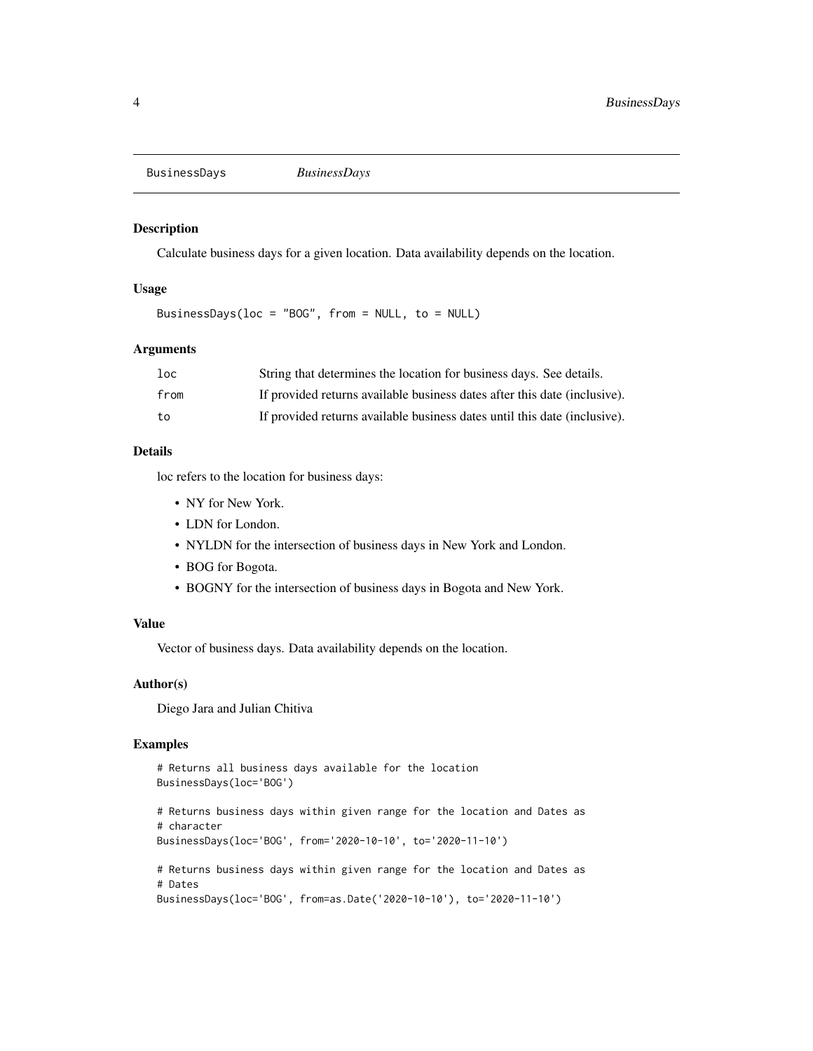# BusinessDays *BusinessDays*

## Description

Calculate business days for a given location. Data availability depends on the location.

## Usage

```
BusinessDays(loc = "BOG", from = NULL, to = NULL)
```

## Arguments

| | |
|---|---|
| loc | String that determines the location for business days. See details. |
| from | If provided returns available business dates after this date (inclusive). |
| to | If provided returns available business dates until this date (inclusive). |

## Details

loc refers to the location for business days:

- NY for New York.
- LDN for London.
- NYLDN for the intersection of business days in New York and London.
- BOG for Bogota.
- BOGNY for the intersection of business days in Bogota and New York.

## Value

Vector of business days. Data availability depends on the location.

## Author(s)

Diego Jara and Julian Chitiva

## Examples

```
# Returns all business days available for the location
BusinessDays(loc='BOG')

# Returns business days within given range for the location and Dates as
# character
BusinessDays(loc='BOG', from='2020-10-10', to='2020-11-10')

# Returns business days within given range for the location and Dates as
# Dates
BusinessDays(loc='BOG', from=as.Date('2020-10-10'), to='2020-11-10')
```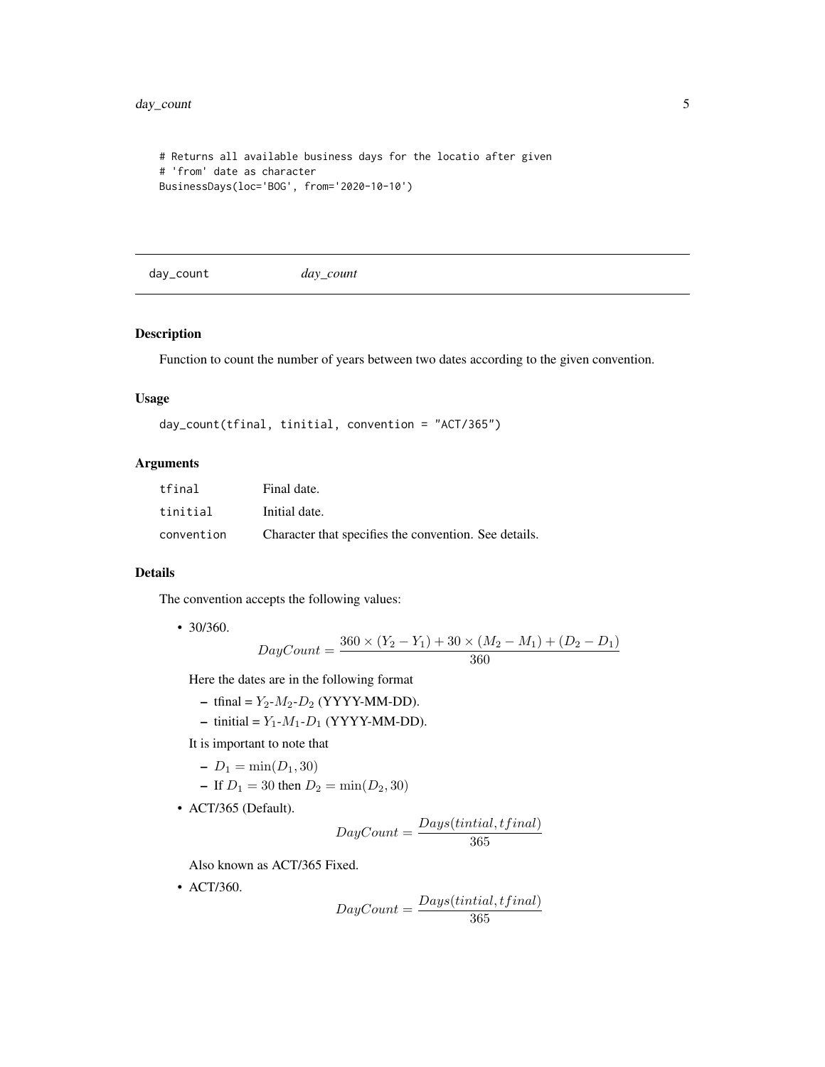```
# Returns all available business days for the locatio after given
# 'from' date as character
BusinessDays(loc='BOG', from='2020-10-10')
```

## day_count *day_count*

### Description

Function to count the number of years between two dates according to the given convention.

### Usage

```
day_count(tfinal, tinitial, convention = "ACT/365")
```

### Arguments

| | |
|---|---|
| tfinal | Final date. |
| tinitial | Initial date. |
| convention | Character that specifies the convention. See details. |

### Details

The convention accepts the following values:

- 30/360.

  $$DayCount = \frac{360 \times (Y_2 - Y_1) + 30 \times (M_2 - M_1) + (D_2 - D_1)}{360}$$

  Here the dates are in the following format

  - tfinal = $Y_2$-$M_2$-$D_2$ (YYYY-MM-DD).
  - tinitial = $Y_1$-$M_1$-$D_1$ (YYYY-MM-DD).

  It is important to note that

  - $D_1 = \min(D_1, 30)$
  - If $D_1 = 30$ then $D_2 = \min(D_2, 30)$

- ACT/365 (Default).

  $$DayCount = \frac{Days(tintial, tfinal)}{365}$$

  Also known as ACT/365 Fixed.

- ACT/360.

  $$DayCount = \frac{Days(tintial, tfinal)}{365}$$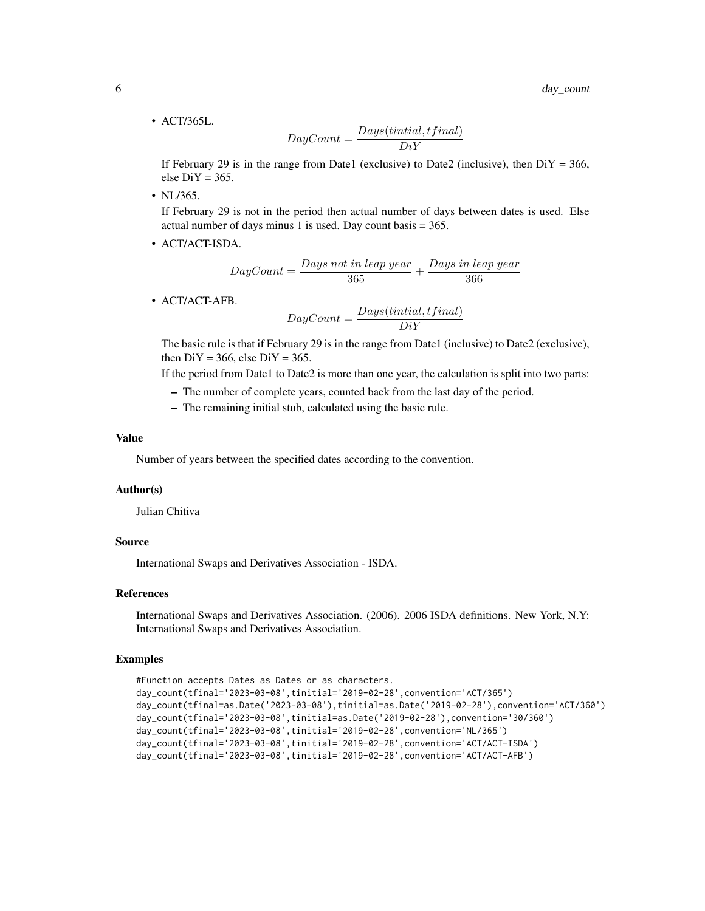- ACT/365L.

$$DayCount = \frac{Days(tintial, tfinal)}{DiY}$$

  If February 29 is in the range from Date1 (exclusive) to Date2 (inclusive), then DiY = 366, else DiY = 365.

- NL/365.

  If February 29 is not in the period then actual number of days between dates is used. Else actual number of days minus 1 is used. Day count basis = 365.

- ACT/ACT-ISDA.

$$DayCount = \frac{Days\ not\ in\ leap\ year}{365} + \frac{Days\ in\ leap\ year}{366}$$

- ACT/ACT-AFB.

$$DayCount = \frac{Days(tintial, tfinal)}{DiY}$$

  The basic rule is that if February 29 is in the range from Date1 (inclusive) to Date2 (exclusive), then DiY = 366, else DiY = 365.

  If the period from Date1 to Date2 is more than one year, the calculation is split into two parts:

  - The number of complete years, counted back from the last day of the period.
  - The remaining initial stub, calculated using the basic rule.

## Value

Number of years between the specified dates according to the convention.

## Author(s)

Julian Chitiva

## Source

International Swaps and Derivatives Association - ISDA.

## References

International Swaps and Derivatives Association. (2006). 2006 ISDA definitions. New York, N.Y: International Swaps and Derivatives Association.

## Examples

```
#Function accepts Dates as Dates or as characters.
day_count(tfinal='2023-03-08',tinitial='2019-02-28',convention='ACT/365')
day_count(tfinal=as.Date('2023-03-08'),tinitial=as.Date('2019-02-28'),convention='ACT/360')
day_count(tfinal='2023-03-08',tinitial=as.Date('2019-02-28'),convention='30/360')
day_count(tfinal='2023-03-08',tinitial='2019-02-28',convention='NL/365')
day_count(tfinal='2023-03-08',tinitial='2019-02-28',convention='ACT/ACT-ISDA')
day_count(tfinal='2023-03-08',tinitial='2019-02-28',convention='ACT/ACT-AFB')
```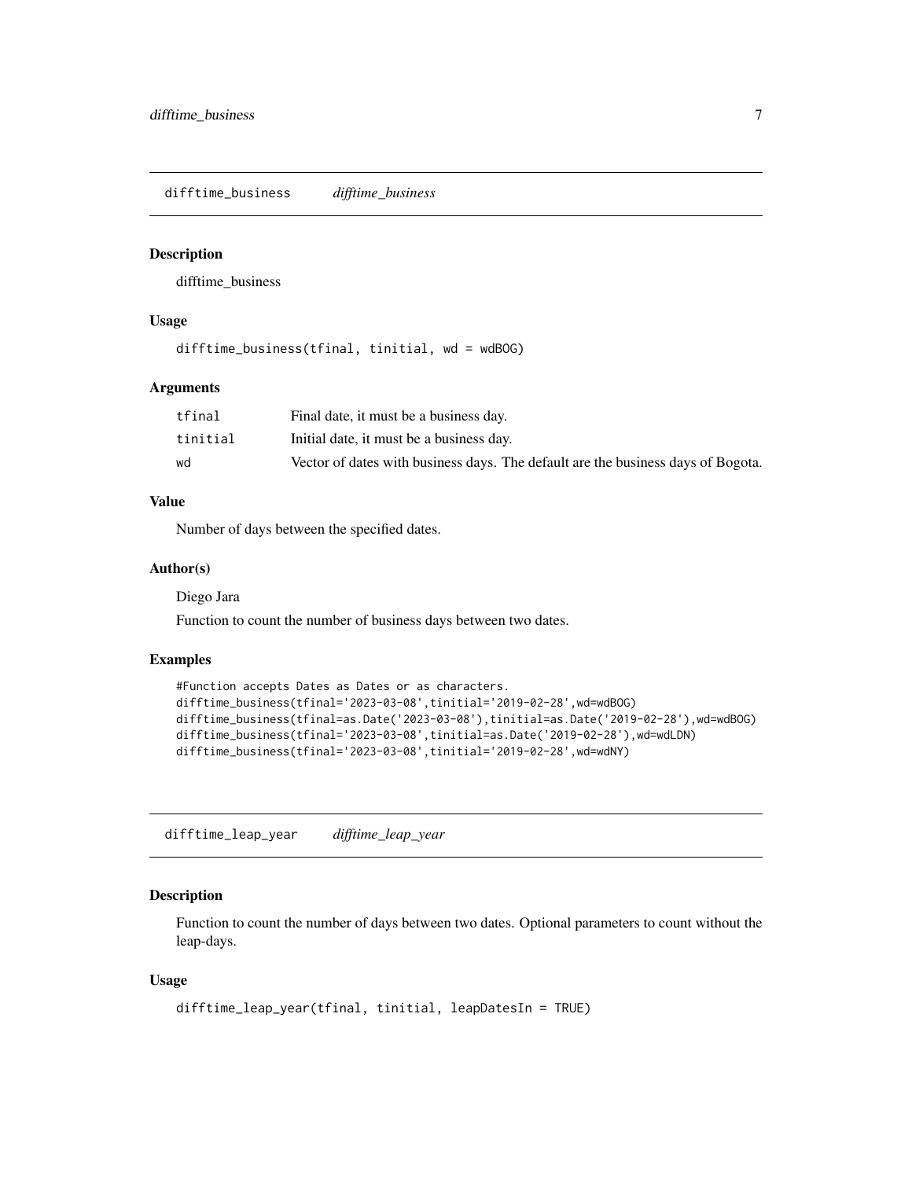## difftime_business *difftime_business*

### Description

difftime_business

### Usage

```
difftime_business(tfinal, tinitial, wd = wdBOG)
```

### Arguments

| | |
|---|---|
| tfinal | Final date, it must be a business day. |
| tinitial | Initial date, it must be a business day. |
| wd | Vector of dates with business days. The default are the business days of Bogota. |

### Value

Number of days between the specified dates.

### Author(s)

Diego Jara

Function to count the number of business days between two dates.

### Examples

```
#Function accepts Dates as Dates or as characters.
difftime_business(tfinal='2023-03-08',tinitial='2019-02-28',wd=wdBOG)
difftime_business(tfinal=as.Date('2023-03-08'),tinitial=as.Date('2019-02-28'),wd=wdBOG)
difftime_business(tfinal='2023-03-08',tinitial=as.Date('2019-02-28'),wd=wdLDN)
difftime_business(tfinal='2023-03-08',tinitial='2019-02-28',wd=wdNY)
```

## difftime_leap_year *difftime_leap_year*

### Description

Function to count the number of days between two dates. Optional parameters to count without the leap-days.

### Usage

```
difftime_leap_year(tfinal, tinitial, leapDatesIn = TRUE)
```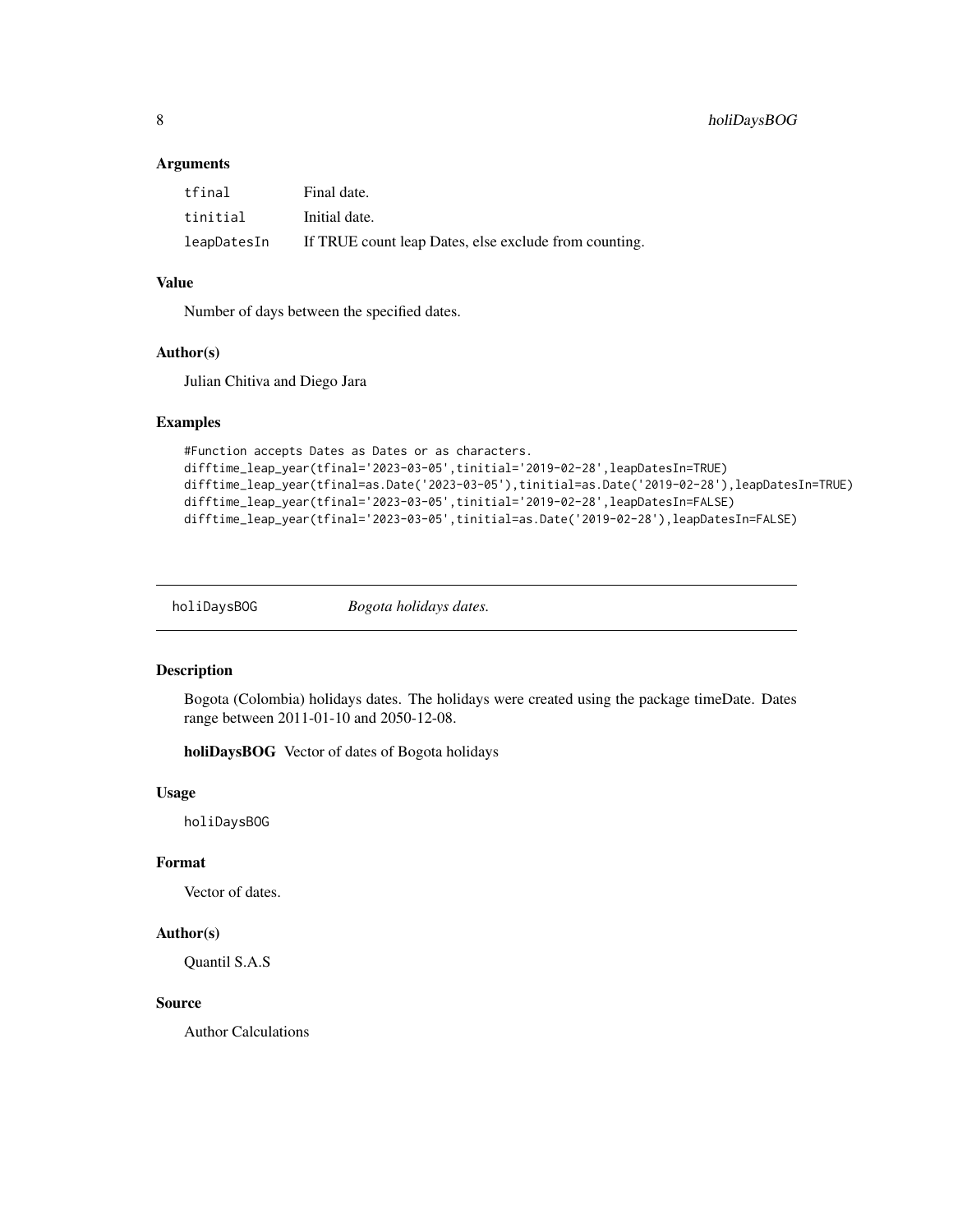### Arguments

| | |
|---|---|
| tfinal | Final date. |
| tinitial | Initial date. |
| leapDatesIn | If TRUE count leap Dates, else exclude from counting. |

### Value

Number of days between the specified dates.

### Author(s)

Julian Chitiva and Diego Jara

### Examples

```
#Function accepts Dates as Dates or as characters.
difftime_leap_year(tfinal='2023-03-05',tinitial='2019-02-28',leapDatesIn=TRUE)
difftime_leap_year(tfinal=as.Date('2023-03-05'),tinitial=as.Date('2019-02-28'),leapDatesIn=TRUE)
difftime_leap_year(tfinal='2023-03-05',tinitial='2019-02-28',leapDatesIn=FALSE)
difftime_leap_year(tfinal='2023-03-05',tinitial=as.Date('2019-02-28'),leapDatesIn=FALSE)
```

---

## holiDaysBOG — *Bogota holidays dates.*

### Description

Bogota (Colombia) holidays dates. The holidays were created using the package timeDate. Dates range between 2011-01-10 and 2050-12-08.

**holiDaysBOG** Vector of dates of Bogota holidays

### Usage

```
holiDaysBOG
```

### Format

Vector of dates.

### Author(s)

Quantil S.A.S

### Source

Author Calculations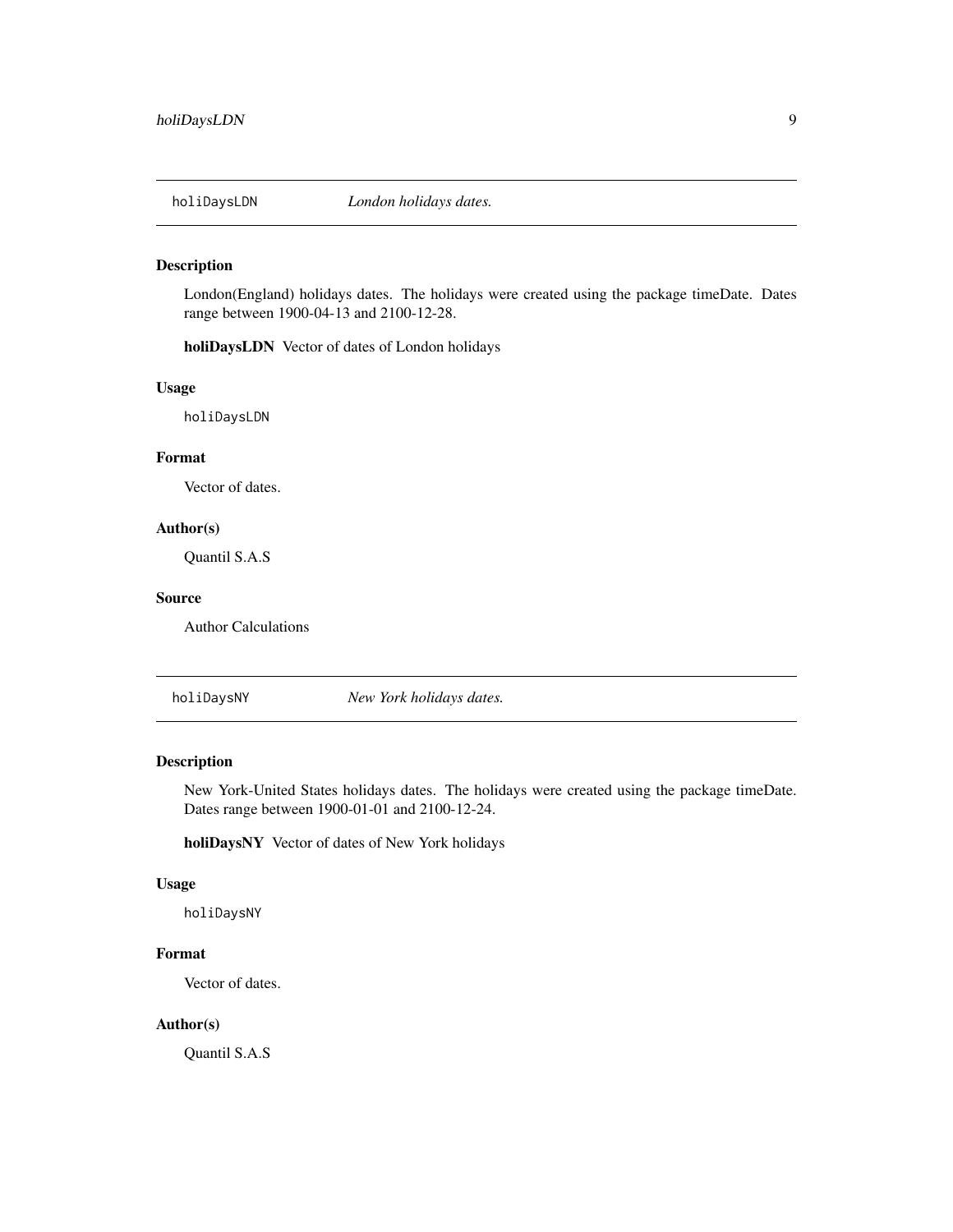## holiDaysLDN *London holidays dates.*

### Description

London(England) holidays dates. The holidays were created using the package timeDate. Dates range between 1900-04-13 and 2100-12-28.

**holiDaysLDN** Vector of dates of London holidays

### Usage

```
holiDaysLDN
```

### Format

Vector of dates.

### Author(s)

Quantil S.A.S

### Source

Author Calculations

## holiDaysNY *New York holidays dates.*

### Description

New York-United States holidays dates. The holidays were created using the package timeDate. Dates range between 1900-01-01 and 2100-12-24.

**holiDaysNY** Vector of dates of New York holidays

### Usage

```
holiDaysNY
```

### Format

Vector of dates.

### Author(s)

Quantil S.A.S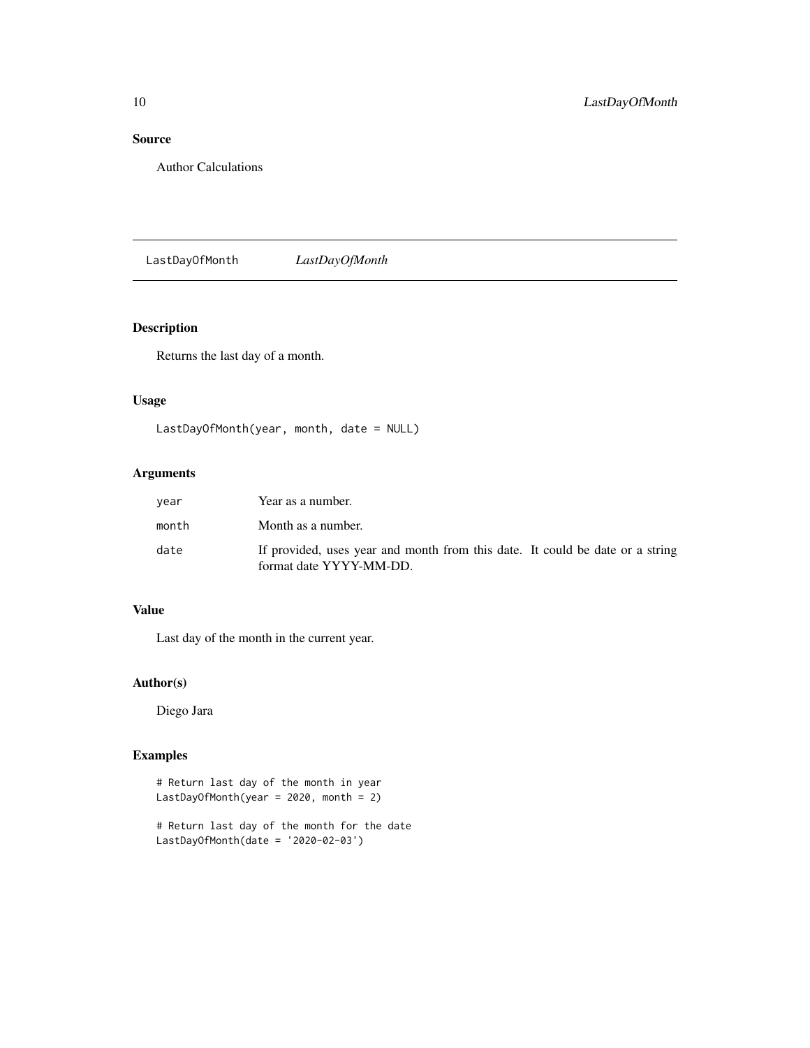## Source

Author Calculations

---

`LastDayOfMonth` *LastDayOfMonth*

---

## Description

Returns the last day of a month.

## Usage

```
LastDayOfMonth(year, month, date = NULL)
```

## Arguments

| | |
|---|---|
| `year` | Year as a number. |
| `month` | Month as a number. |
| `date` | If provided, uses year and month from this date. It could be date or a string format date YYYY-MM-DD. |

## Value

Last day of the month in the current year.

## Author(s)

Diego Jara

## Examples

```
# Return last day of the month in year
LastDayOfMonth(year = 2020, month = 2)

# Return last day of the month for the date
LastDayOfMonth(date = '2020-02-03')
```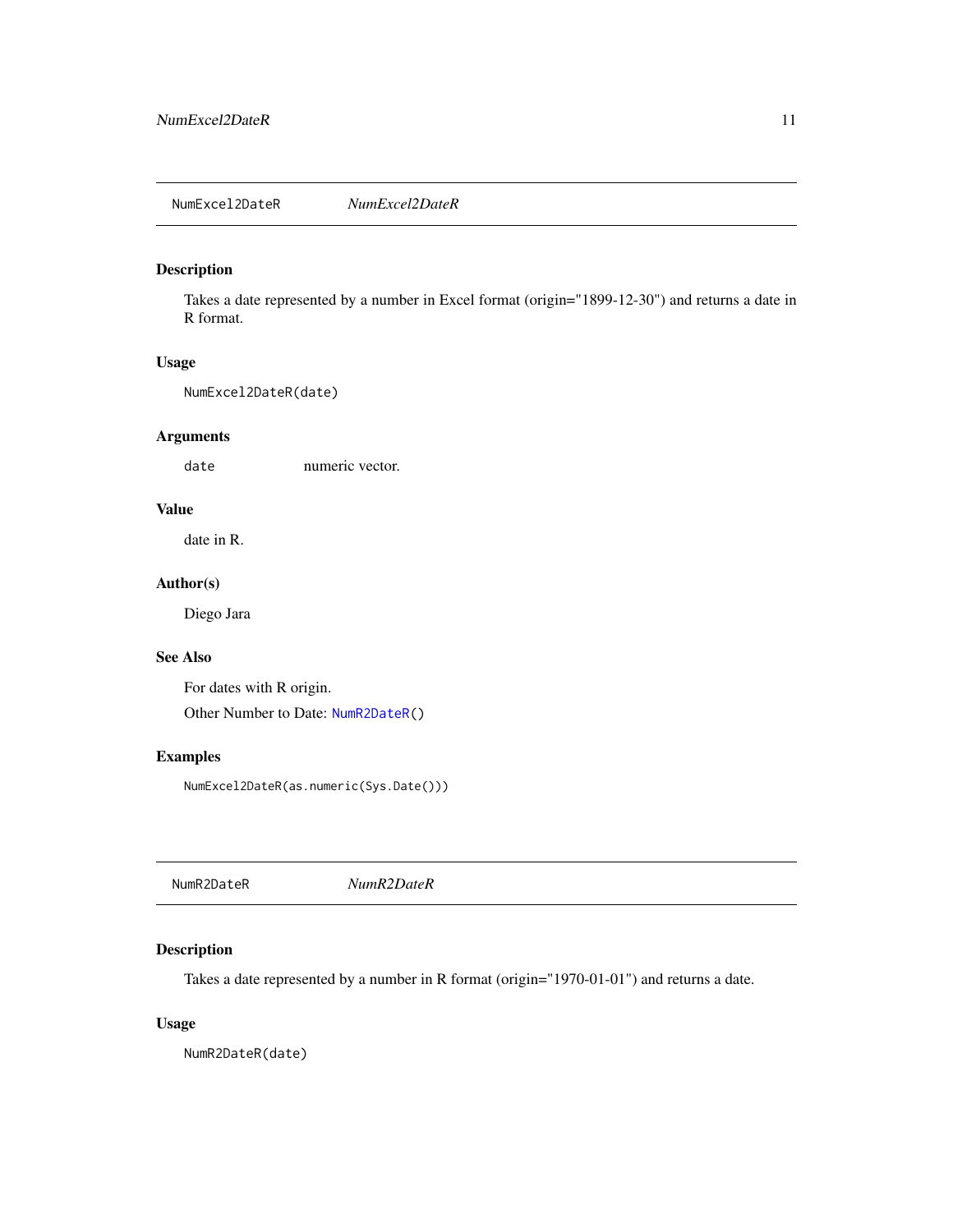## NumExcel2DateR *NumExcel2DateR*

### Description

Takes a date represented by a number in Excel format (origin="1899-12-30") and returns a date in R format.

### Usage

```
NumExcel2DateR(date)
```

### Arguments

| | |
|---|---|
| `date` | numeric vector. |

### Value

date in R.

### Author(s)

Diego Jara

### See Also

For dates with R origin.

Other Number to Date: `NumR2DateR()`

### Examples

```
NumExcel2DateR(as.numeric(Sys.Date()))
```

## NumR2DateR *NumR2DateR*

### Description

Takes a date represented by a number in R format (origin="1970-01-01") and returns a date.

### Usage

```
NumR2DateR(date)
```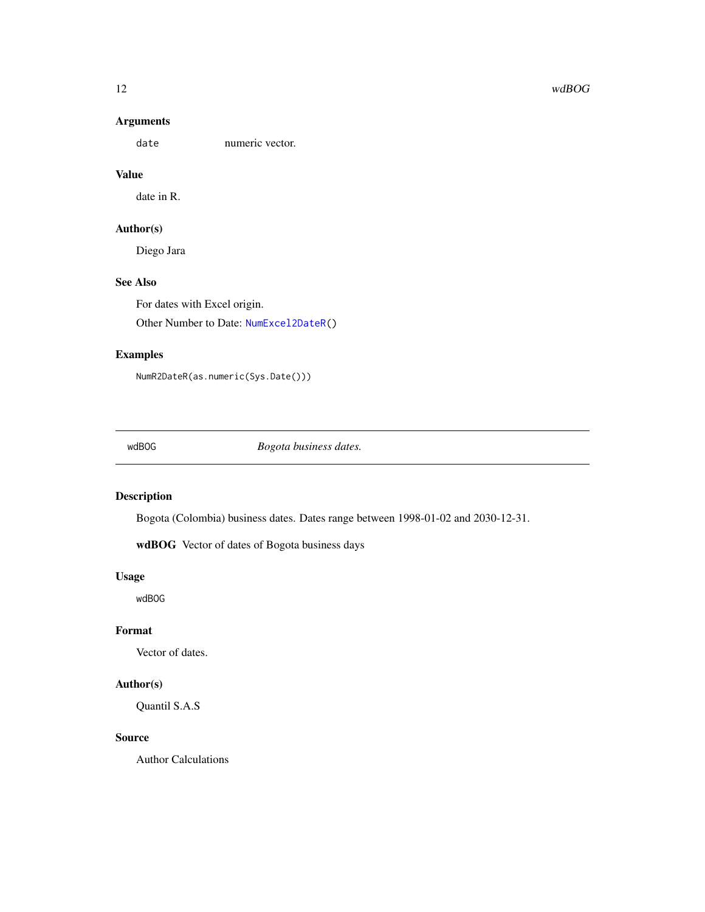### Arguments

`date` numeric vector.

### Value

date in R.

### Author(s)

Diego Jara

### See Also

For dates with Excel origin.

Other Number to Date: `NumExcel2DateR()`

### Examples

```
NumR2DateR(as.numeric(Sys.Date()))
```

---

## wdBOG *Bogota business dates.*

---

### Description

Bogota (Colombia) business dates. Dates range between 1998-01-02 and 2030-12-31.

**wdBOG** Vector of dates of Bogota business days

### Usage

```
wdBOG
```

### Format

Vector of dates.

### Author(s)

Quantil S.A.S

### Source

Author Calculations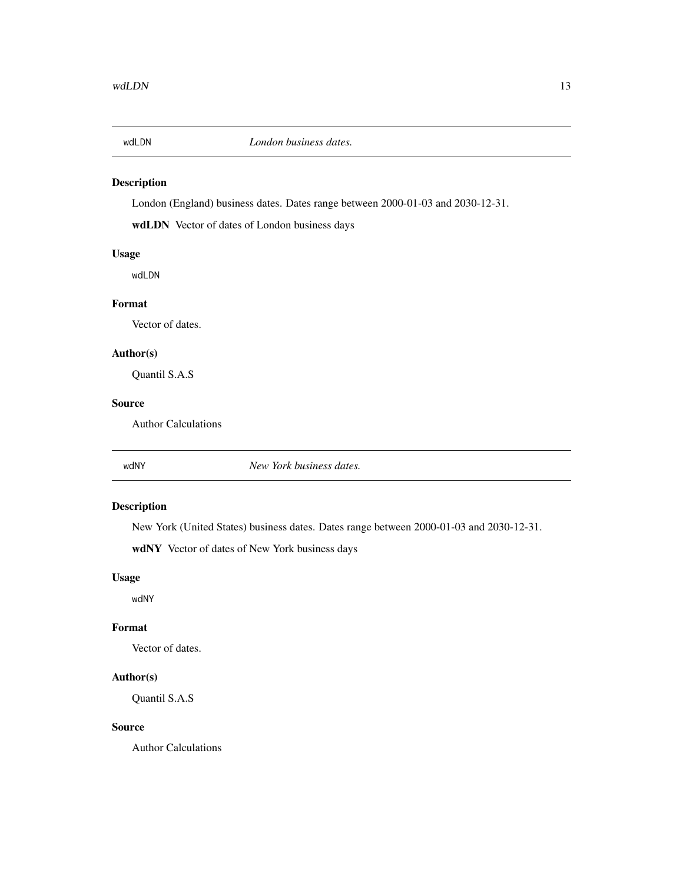## wdLDN *London business dates.*

### Description

London (England) business dates. Dates range between 2000-01-03 and 2030-12-31.

**wdLDN** Vector of dates of London business days

### Usage

```
wdLDN
```

### Format

Vector of dates.

### Author(s)

Quantil S.A.S

### Source

Author Calculations

## wdNY *New York business dates.*

### Description

New York (United States) business dates. Dates range between 2000-01-03 and 2030-12-31.

**wdNY** Vector of dates of New York business days

### Usage

```
wdNY
```

### Format

Vector of dates.

### Author(s)

Quantil S.A.S

### Source

Author Calculations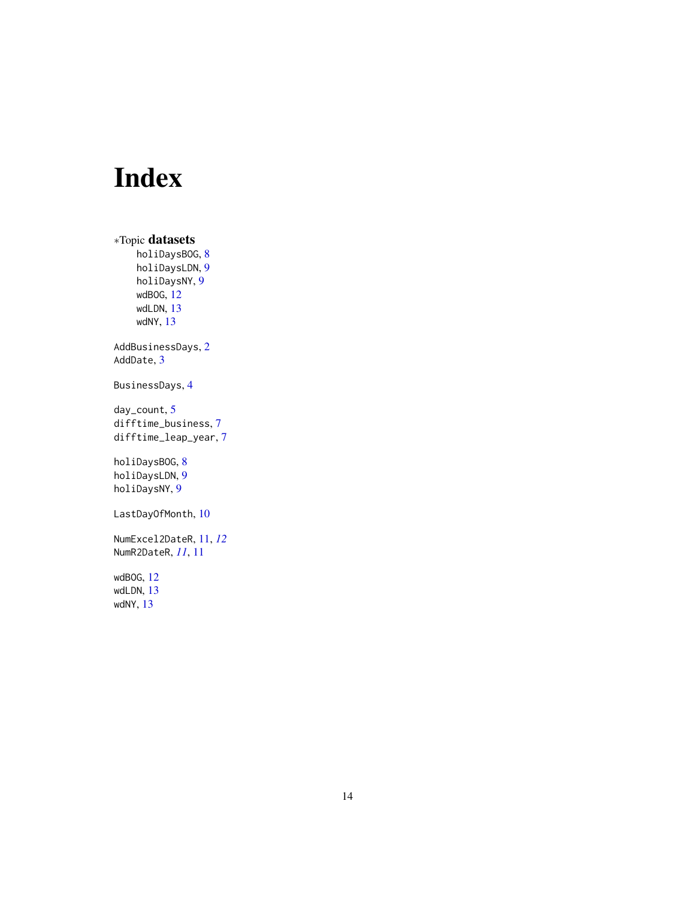# Index

*Topic **datasets**
- holiDaysBOG, 8
- holiDaysLDN, 9
- holiDaysNY, 9
- wdBOG, 12
- wdLDN, 13
- wdNY, 13

AddBusinessDays, 2
AddDate, 3

BusinessDays, 4

day_count, 5
difftime_business, 7
difftime_leap_year, 7

holiDaysBOG, 8
holiDaysLDN, 9
holiDaysNY, 9

LastDayOfMonth, 10

NumExcel2DateR, 11, *12*
NumR2DateR, *11*, 11

wdBOG, 12
wdLDN, 13
wdNY, 13